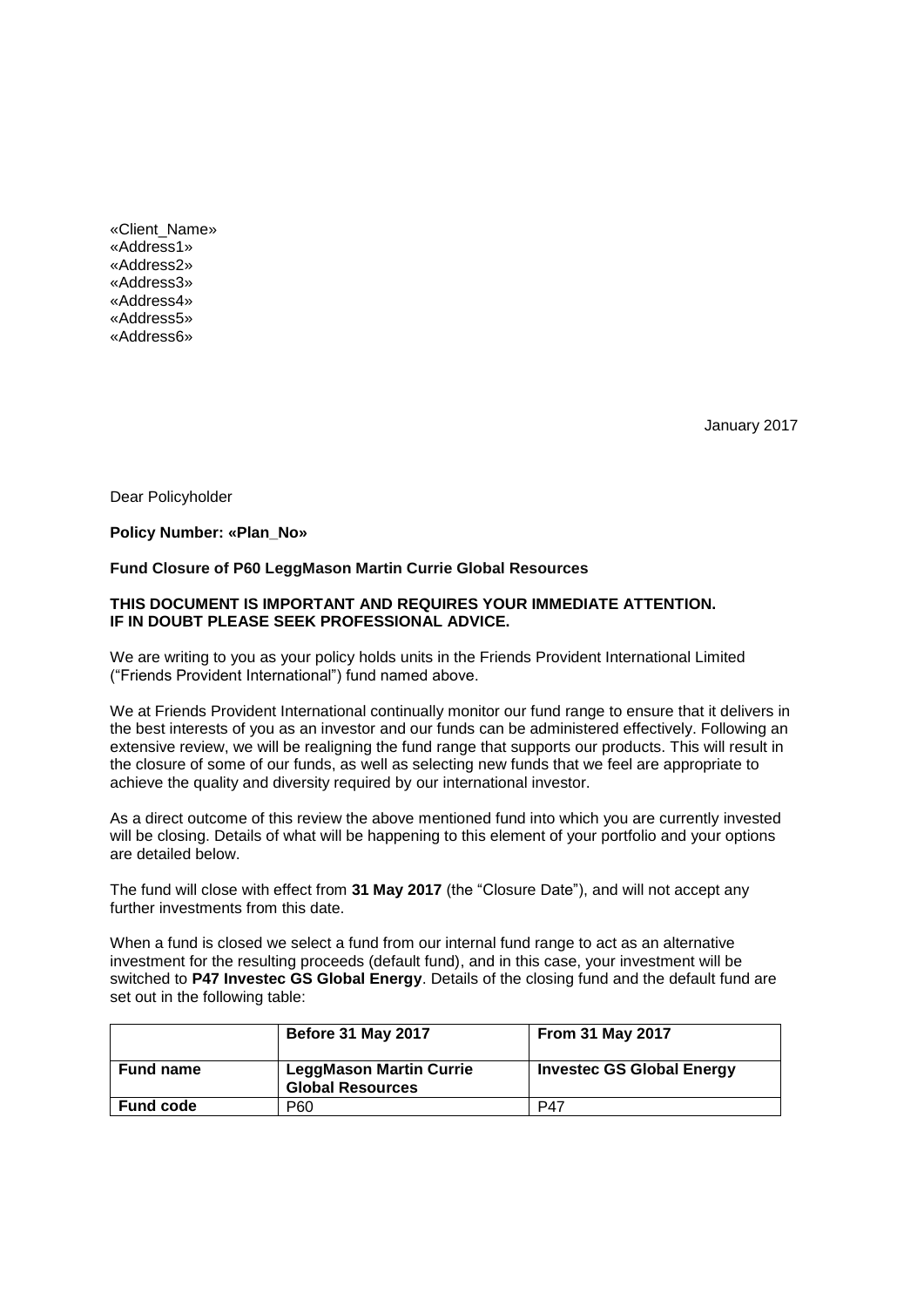«Client_Name»
«Address1»
«Address2»
«Address3»
«Address4»
«Address5»
«Address6»

January 2017

Dear Policyholder

**Policy Number: «Plan_No»**

**Fund Closure of P60 LeggMason Martin Currie Global Resources**

**THIS DOCUMENT IS IMPORTANT AND REQUIRES YOUR IMMEDIATE ATTENTION. IF IN DOUBT PLEASE SEEK PROFESSIONAL ADVICE.**

We are writing to you as your policy holds units in the Friends Provident International Limited ("Friends Provident International") fund named above.

We at Friends Provident International continually monitor our fund range to ensure that it delivers in the best interests of you as an investor and our funds can be administered effectively. Following an extensive review, we will be realigning the fund range that supports our products. This will result in the closure of some of our funds, as well as selecting new funds that we feel are appropriate to achieve the quality and diversity required by our international investor.

As a direct outcome of this review the above mentioned fund into which you are currently invested will be closing. Details of what will be happening to this element of your portfolio and your options are detailed below.

The fund will close with effect from **31 May 2017** (the "Closure Date"), and will not accept any further investments from this date.

When a fund is closed we select a fund from our internal fund range to act as an alternative investment for the resulting proceeds (default fund), and in this case, your investment will be switched to **P47 Investec GS Global Energy**. Details of the closing fund and the default fund are set out in the following table:

| | **Before 31 May 2017** | **From 31 May 2017** |
|---|---|---|
| **Fund name** | **LeggMason Martin Currie Global Resources** | **Investec GS Global Energy** |
| **Fund code** | P60 | P47 |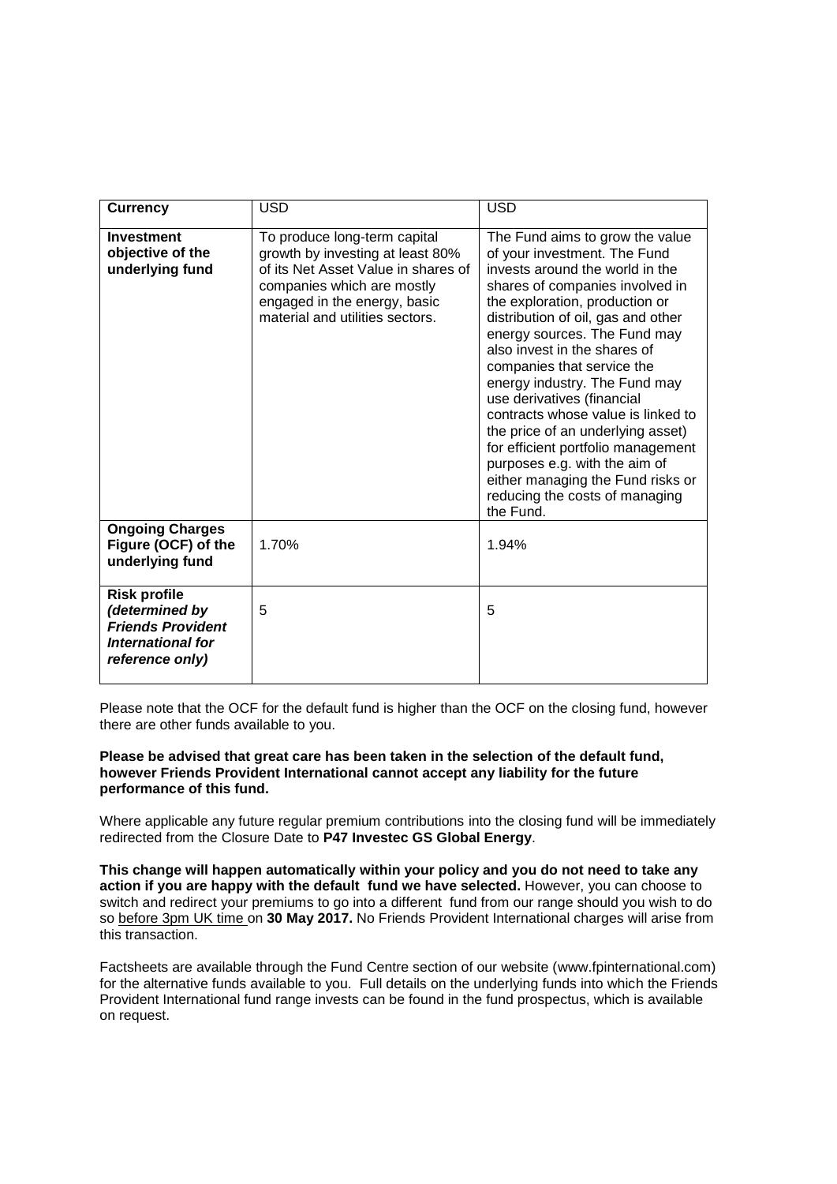| **Currency** | USD | USD |
|---|---|---|
| **Investment objective of the underlying fund** | To produce long-term capital growth by investing at least 80% of its Net Asset Value in shares of companies which are mostly engaged in the energy, basic material and utilities sectors. | The Fund aims to grow the value of your investment. The Fund invests around the world in the shares of companies involved in the exploration, production or distribution of oil, gas and other energy sources. The Fund may also invest in the shares of companies that service the energy industry. The Fund may use derivatives (financial contracts whose value is linked to the price of an underlying asset) for efficient portfolio management purposes e.g. with the aim of either managing the Fund risks or reducing the costs of managing the Fund. |
| **Ongoing Charges Figure (OCF) of the underlying fund** | 1.70% | 1.94% |
| **Risk profile** ***(determined by Friends Provident International for reference only)*** | 5 | 5 |

Please note that the OCF for the default fund is higher than the OCF on the closing fund, however there are other funds available to you.

**Please be advised that great care has been taken in the selection of the default fund, however Friends Provident International cannot accept any liability for the future performance of this fund.**

Where applicable any future regular premium contributions into the closing fund will be immediately redirected from the Closure Date to **P47 Investec GS Global Energy**.

**This change will happen automatically within your policy and you do not need to take any action if you are happy with the default fund we have selected.** However, you can choose to switch and redirect your premiums to go into a different fund from our range should you wish to do so before 3pm UK time on **30 May 2017.** No Friends Provident International charges will arise from this transaction.

Factsheets are available through the Fund Centre section of our website (www.fpinternational.com) for the alternative funds available to you. Full details on the underlying funds into which the Friends Provident International fund range invests can be found in the fund prospectus, which is available on request.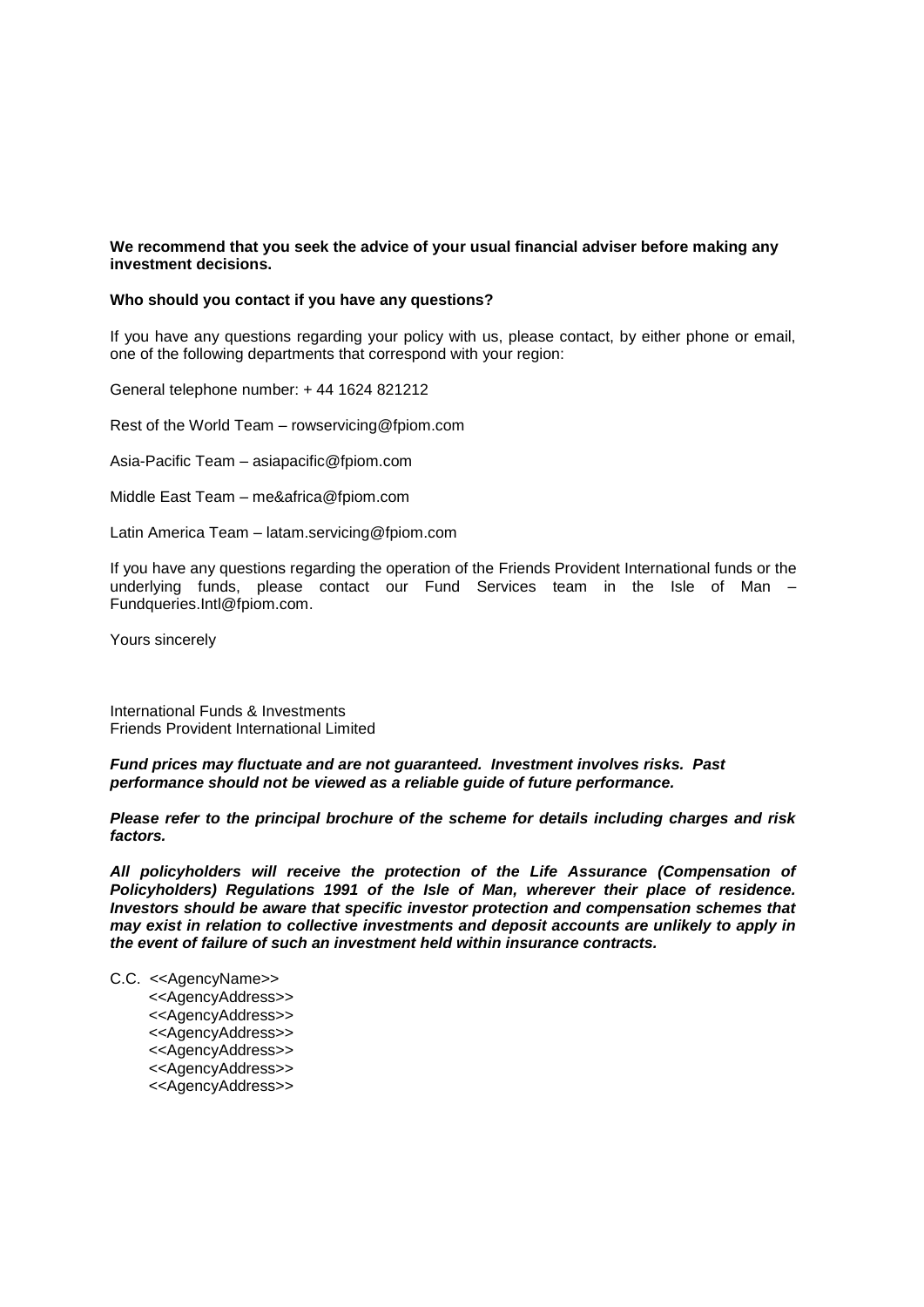**We recommend that you seek the advice of your usual financial adviser before making any investment decisions.**

**Who should you contact if you have any questions?**

If you have any questions regarding your policy with us, please contact, by either phone or email, one of the following departments that correspond with your region:

General telephone number: + 44 1624 821212

Rest of the World Team – rowservicing@fpiom.com

Asia-Pacific Team – asiapacific@fpiom.com

Middle East Team – me&africa@fpiom.com

Latin America Team – latam.servicing@fpiom.com

If you have any questions regarding the operation of the Friends Provident International funds or the underlying funds, please contact our Fund Services team in the Isle of Man – Fundqueries.Intl@fpiom.com.

Yours sincerely

International Funds & Investments
Friends Provident International Limited

***Fund prices may fluctuate and are not guaranteed. Investment involves risks. Past performance should not be viewed as a reliable guide of future performance.***

***Please refer to the principal brochure of the scheme for details including charges and risk factors.***

***All policyholders will receive the protection of the Life Assurance (Compensation of Policyholders) Regulations 1991 of the Isle of Man, wherever their place of residence. Investors should be aware that specific investor protection and compensation schemes that may exist in relation to collective investments and deposit accounts are unlikely to apply in the event of failure of such an investment held within insurance contracts.***

C.C. <<AgencyName>>
<<AgencyAddress>>
<<AgencyAddress>>
<<AgencyAddress>>
<<AgencyAddress>>
<<AgencyAddress>>
<<AgencyAddress>>